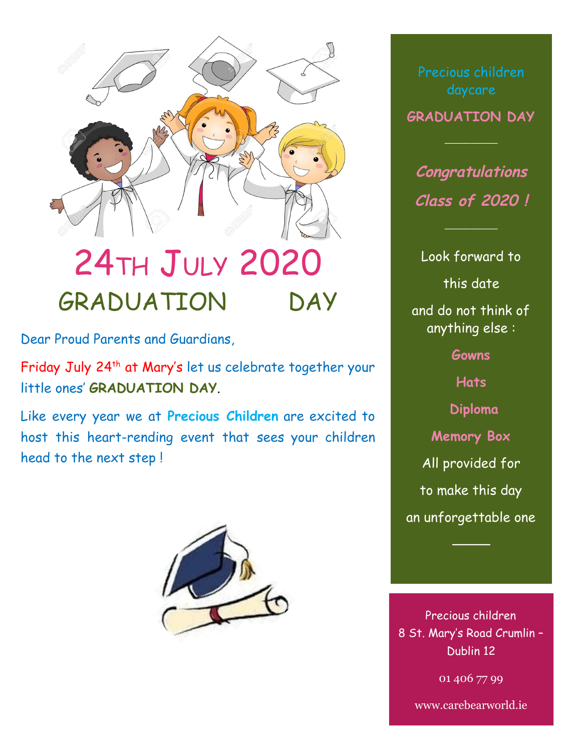# 24TH JULY 2020

## GRADUATION DAY

Dear Proud Parents and Guardians,

Friday July 24th at Mary's let us celebrate together your little ones' **GRADUATION DAY**.

Like every year we at **Precious Children** are excited to host this heart-rending event that sees your children head to the next step !

Precious children daycare

**GRADUATION DAY**

---

***Congratulations***

***Class of 2020 !***

---

Look forward to

this date

and do not think of anything else :

**Gowns**

**Hats**

**Diploma**

**Memory Box**

All provided for

to make this day

an unforgettable one

---

Precious children
8 St. Mary's Road Crumlin – Dublin 12

01 406 77 99

www.carebearworld.ie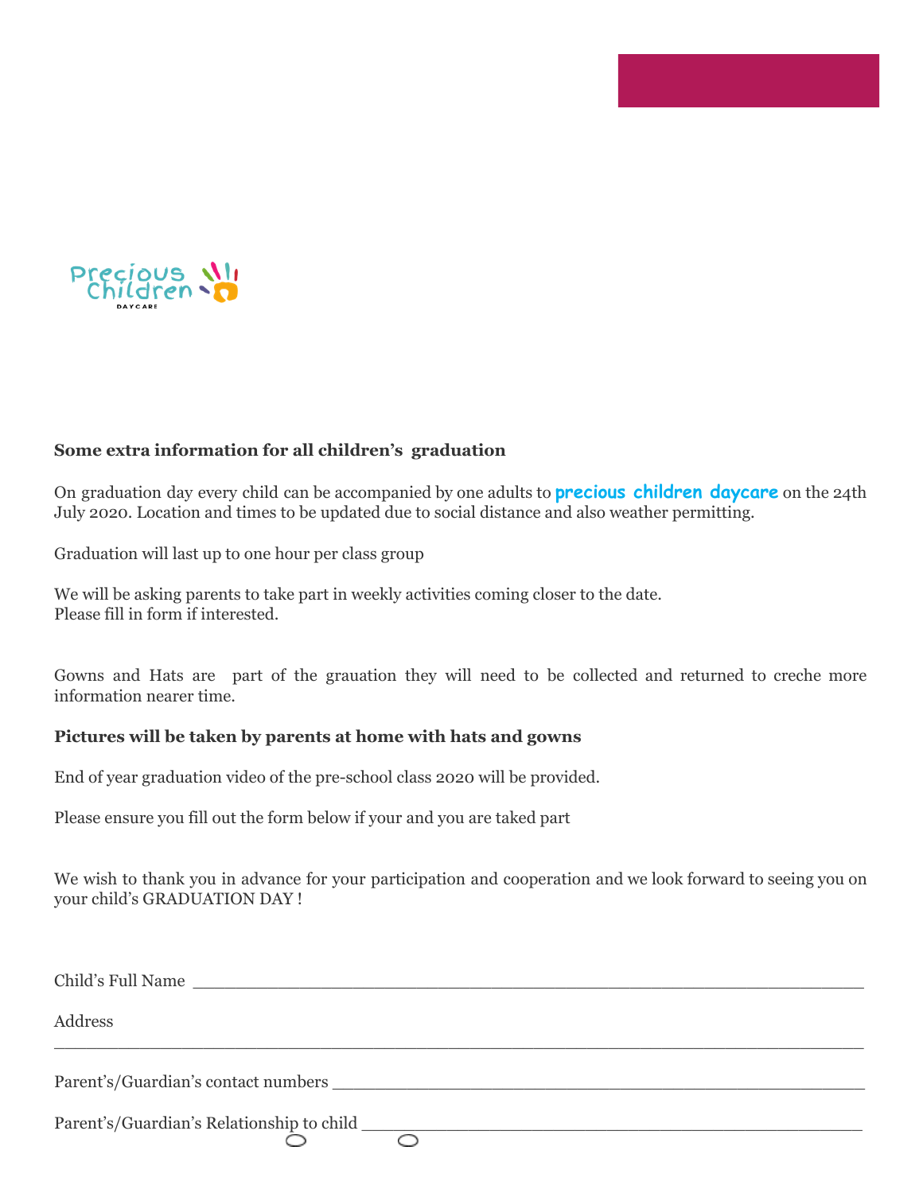**Some extra information for all children's graduation**

On graduation day every child can be accompanied by one adults to **precious children daycare** on the 24th July 2020. Location and times to be updated due to social distance and also weather permitting.

Graduation will last up to one hour per class group

We will be asking parents to take part in weekly activities coming closer to the date.
Please fill in form if interested.

Gowns and Hats are part of the grauation they will need to be collected and returned to creche more information nearer time.

**Pictures will be taken by parents at home with hats and gowns**

End of year graduation video of the pre-school class 2020 will be provided.

Please ensure you fill out the form below if your and you are taked part

We wish to thank you in advance for your participation and cooperation and we look forward to seeing you on your child's GRADUATION DAY !

Child's Full Name ___________________________________________________________

Address
_________________________________________________________________________

Parent's/Guardian's contact numbers ___________________________________________

Parent's/Guardian's Relationship to child ________________________________________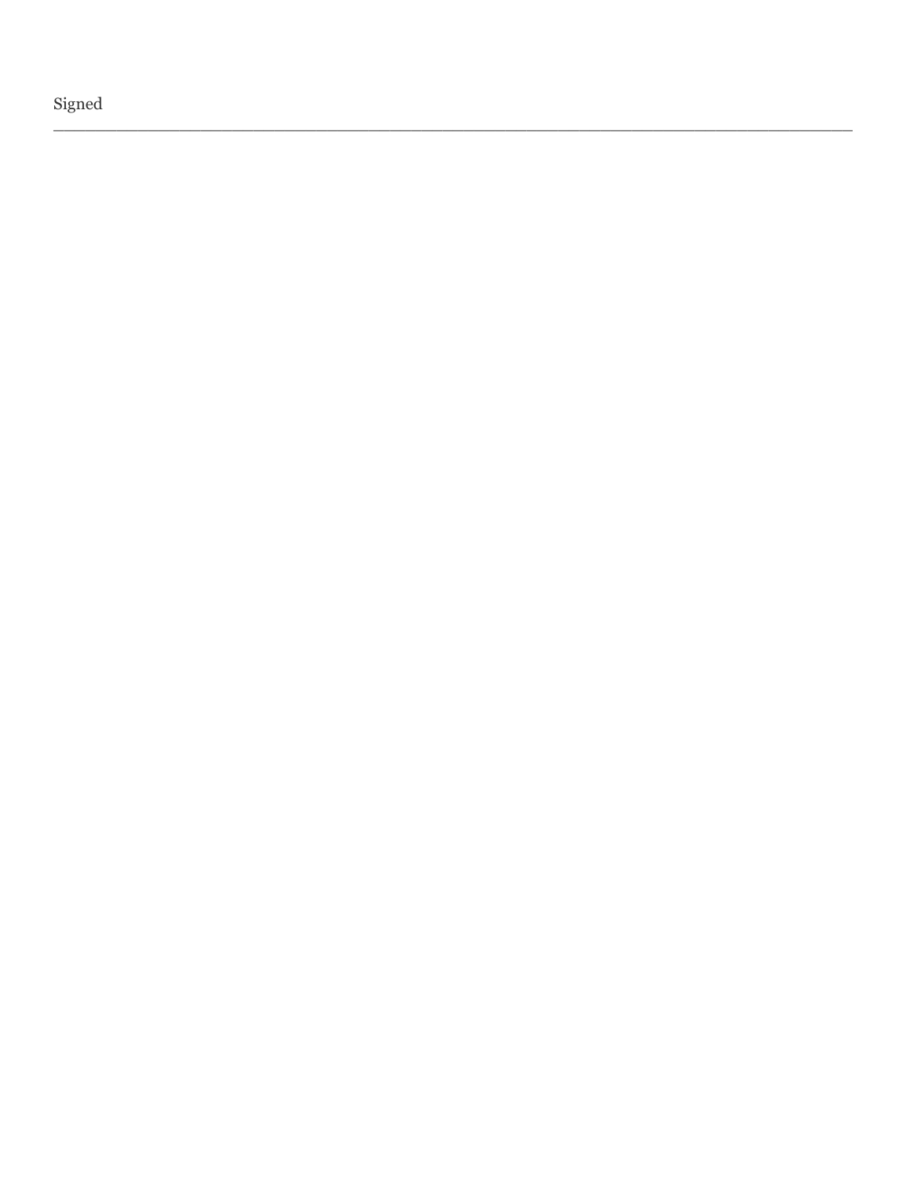Signed

---